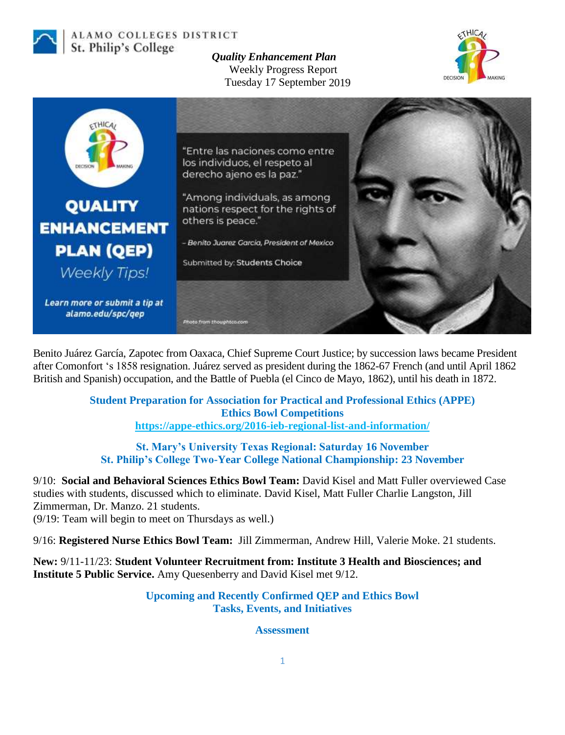ALAMO COLLEGES DISTRICT
St. Philip's College

*Quality Enhancement Plan*
Weekly Progress Report
Tuesday 17 September 2019

ETHICAL DECISION MAKING

QUALITY ENHANCEMENT PLAN (QEP)
*Weekly Tips!*

**Learn more or submit a tip at alamo.edu/spc/qep**

"Entre las naciones como entre los individuos, el respeto al derecho ajeno es la paz."

"Among individuals, as among nations respect for the rights of others is peace."

*– Benito Juarez Garcia, President of Mexico*

Submitted by: **Students Choice**

*Photo from thoughtco.com*

Benito Juárez García, Zapotec from Oaxaca, Chief Supreme Court Justice; by succession laws became President after Comonfort 's 1858 resignation. Juárez served as president during the 1862-67 French (and until April 1862 British and Spanish) occupation, and the Battle of Puebla (el Cinco de Mayo, 1862), until his death in 1872.

**Student Preparation for Association for Practical and Professional Ethics (APPE) Ethics Bowl Competitions**
**https://appe-ethics.org/2016-ieb-regional-list-and-information/**

**St. Mary's University Texas Regional: Saturday 16 November**
**St. Philip's College Two-Year College National Championship: 23 November**

9/10: **Social and Behavioral Sciences Ethics Bowl Team:** David Kisel and Matt Fuller overviewed Case studies with students, discussed which to eliminate. David Kisel, Matt Fuller Charlie Langston, Jill Zimmerman, Dr. Manzo. 21 students.
(9/19: Team will begin to meet on Thursdays as well.)

9/16: **Registered Nurse Ethics Bowl Team:** Jill Zimmerman, Andrew Hill, Valerie Moke. 21 students.

**New:** 9/11-11/23: **Student Volunteer Recruitment from: Institute 3 Health and Biosciences; and Institute 5 Public Service.** Amy Quesenberry and David Kisel met 9/12.

**Upcoming and Recently Confirmed QEP and Ethics Bowl Tasks, Events, and Initiatives**

**Assessment**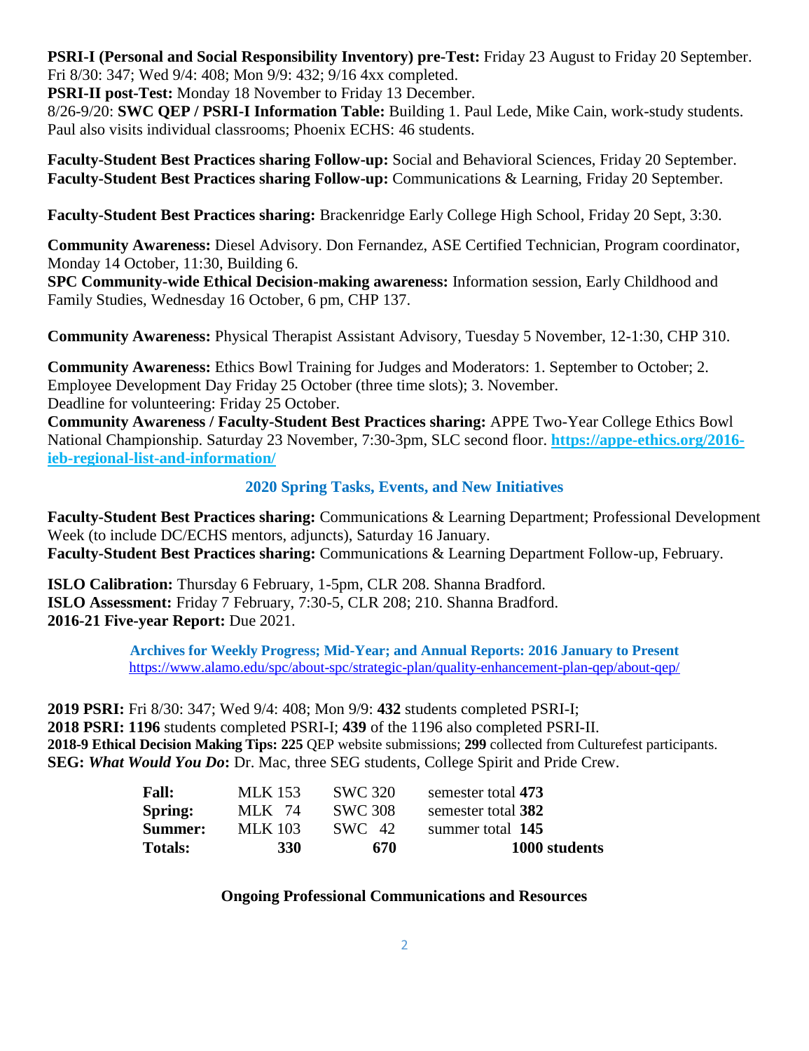**PSRI-I (Personal and Social Responsibility Inventory) pre-Test:** Friday 23 August to Friday 20 September. Fri 8/30: 347; Wed 9/4: 408; Mon 9/9: 432; 9/16 4xx completed.
**PSRI-II post-Test:** Monday 18 November to Friday 13 December.
8/26-9/20: **SWC QEP / PSRI-I Information Table:** Building 1. Paul Lede, Mike Cain, work-study students. Paul also visits individual classrooms; Phoenix ECHS: 46 students.

**Faculty-Student Best Practices sharing Follow-up:** Social and Behavioral Sciences, Friday 20 September.
**Faculty-Student Best Practices sharing Follow-up:** Communications & Learning, Friday 20 September.

**Faculty-Student Best Practices sharing:** Brackenridge Early College High School, Friday 20 Sept, 3:30.

**Community Awareness:** Diesel Advisory. Don Fernandez, ASE Certified Technician, Program coordinator, Monday 14 October, 11:30, Building 6.
**SPC Community-wide Ethical Decision-making awareness:** Information session, Early Childhood and Family Studies, Wednesday 16 October, 6 pm, CHP 137.

**Community Awareness:** Physical Therapist Assistant Advisory, Tuesday 5 November, 12-1:30, CHP 310.

**Community Awareness:** Ethics Bowl Training for Judges and Moderators: 1. September to October; 2. Employee Development Day Friday 25 October (three time slots); 3. November.
Deadline for volunteering: Friday 25 October.
**Community Awareness / Faculty-Student Best Practices sharing:** APPE Two-Year College Ethics Bowl National Championship. Saturday 23 November, 7:30-3pm, SLC second floor. **https://appe-ethics.org/2016-ieb-regional-list-and-information/**

## 2020 Spring Tasks, Events, and New Initiatives

**Faculty-Student Best Practices sharing:** Communications & Learning Department; Professional Development Week (to include DC/ECHS mentors, adjuncts), Saturday 16 January.
**Faculty-Student Best Practices sharing:** Communications & Learning Department Follow-up, February.

**ISLO Calibration:** Thursday 6 February, 1-5pm, CLR 208. Shanna Bradford.
**ISLO Assessment:** Friday 7 February, 7:30-5, CLR 208; 210. Shanna Bradford.
**2016-21 Five-year Report:** Due 2021.

**Archives for Weekly Progress; Mid-Year; and Annual Reports: 2016 January to Present**
https://www.alamo.edu/spc/about-spc/strategic-plan/quality-enhancement-plan-qep/about-qep/

**2019 PSRI:** Fri 8/30: 347; Wed 9/4: 408; Mon 9/9: **432** students completed PSRI-I;
**2018 PSRI: 1196** students completed PSRI-I; **439** of the 1196 also completed PSRI-II.
**2018-9 Ethical Decision Making Tips: 225** QEP website submissions; **299** collected from Culturefest participants.
**SEG: *What Would You Do*:** Dr. Mac, three SEG students, College Spirit and Pride Crew.

| | | | |
|---|---|---|---|
| **Fall:** | MLK 153 | SWC 320 | semester total **473** |
| **Spring:** | MLK 74 | SWC 308 | semester total **382** |
| **Summer:** | MLK 103 | SWC 42 | summer total **145** |
| **Totals:** | **330** | **670** | **1000 students** |

**Ongoing Professional Communications and Resources**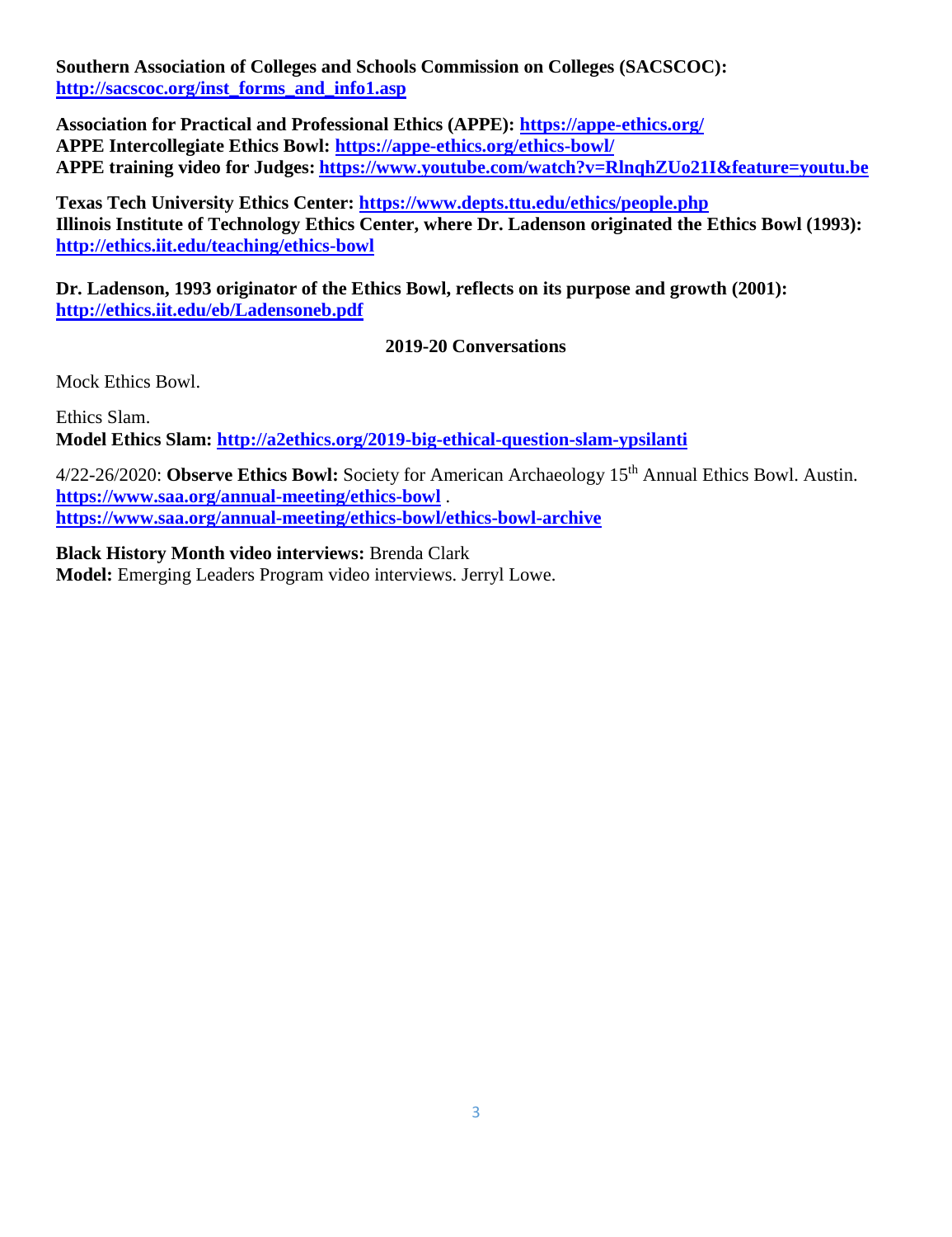**Southern Association of Colleges and Schools Commission on Colleges (SACSCOC):**
**http://sacscoc.org/inst_forms_and_info1.asp**

**Association for Practical and Professional Ethics (APPE): https://appe-ethics.org/**
**APPE Intercollegiate Ethics Bowl: https://appe-ethics.org/ethics-bowl/**
**APPE training video for Judges: https://www.youtube.com/watch?v=RlnqhZUo21I&feature=youtu.be**

**Texas Tech University Ethics Center: https://www.depts.ttu.edu/ethics/people.php**
**Illinois Institute of Technology Ethics Center, where Dr. Ladenson originated the Ethics Bowl (1993):**
**http://ethics.iit.edu/teaching/ethics-bowl**

**Dr. Ladenson, 1993 originator of the Ethics Bowl, reflects on its purpose and growth (2001):**
**http://ethics.iit.edu/eb/Ladensoneb.pdf**

## 2019-20 Conversations

Mock Ethics Bowl.

Ethics Slam.
**Model Ethics Slam: http://a2ethics.org/2019-big-ethical-question-slam-ypsilanti**

4/22-26/2020: **Observe Ethics Bowl:** Society for American Archaeology 15th Annual Ethics Bowl. Austin.
**https://www.saa.org/annual-meeting/ethics-bowl** .
**https://www.saa.org/annual-meeting/ethics-bowl/ethics-bowl-archive**

**Black History Month video interviews:** Brenda Clark
**Model:** Emerging Leaders Program video interviews. Jerryl Lowe.